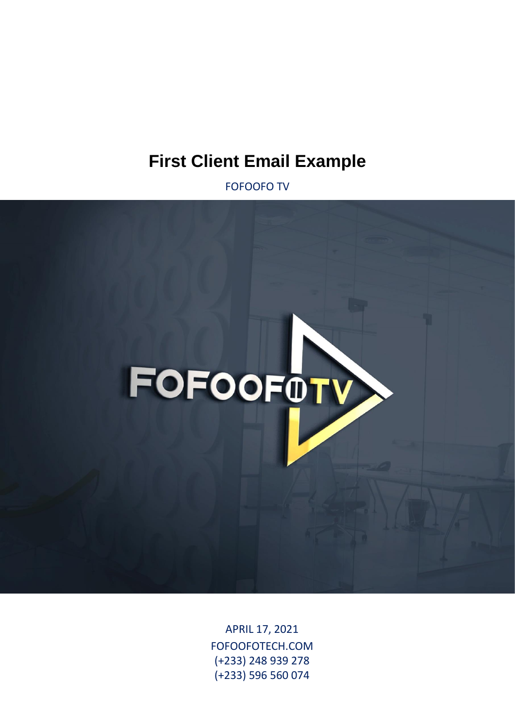# First Client Email Example

FOFOOFO TV

APRIL 17, 2021
FOFOOFOTECH.COM
(+233) 248 939 278
(+233) 596 560 074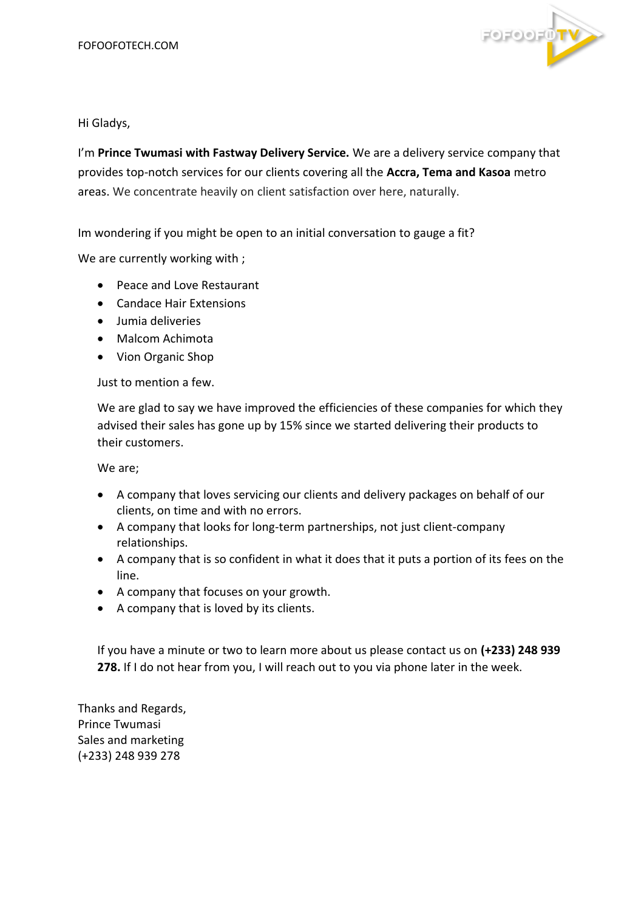Hi Gladys,

I'm **Prince Twumasi with Fastway Delivery Service.** We are a delivery service company that provides top-notch services for our clients covering all the **Accra, Tema and Kasoa** metro areas. We concentrate heavily on client satisfaction over here, naturally.

Im wondering if you might be open to an initial conversation to gauge a fit?

We are currently working with ;

- Peace and Love Restaurant
- Candace Hair Extensions
- Jumia deliveries
- Malcom Achimota
- Vion Organic Shop

Just to mention a few.

We are glad to say we have improved the efficiencies of these companies for which they advised their sales has gone up by 15% since we started delivering their products to their customers.

We are;

- A company that loves servicing our clients and delivery packages on behalf of our clients, on time and with no errors.
- A company that looks for long-term partnerships, not just client-company relationships.
- A company that is so confident in what it does that it puts a portion of its fees on the line.
- A company that focuses on your growth.
- A company that is loved by its clients.

If you have a minute or two to learn more about us please contact us on **(+233) 248 939 278.** If I do not hear from you, I will reach out to you via phone later in the week.

Thanks and Regards,
Prince Twumasi
Sales and marketing
(+233) 248 939 278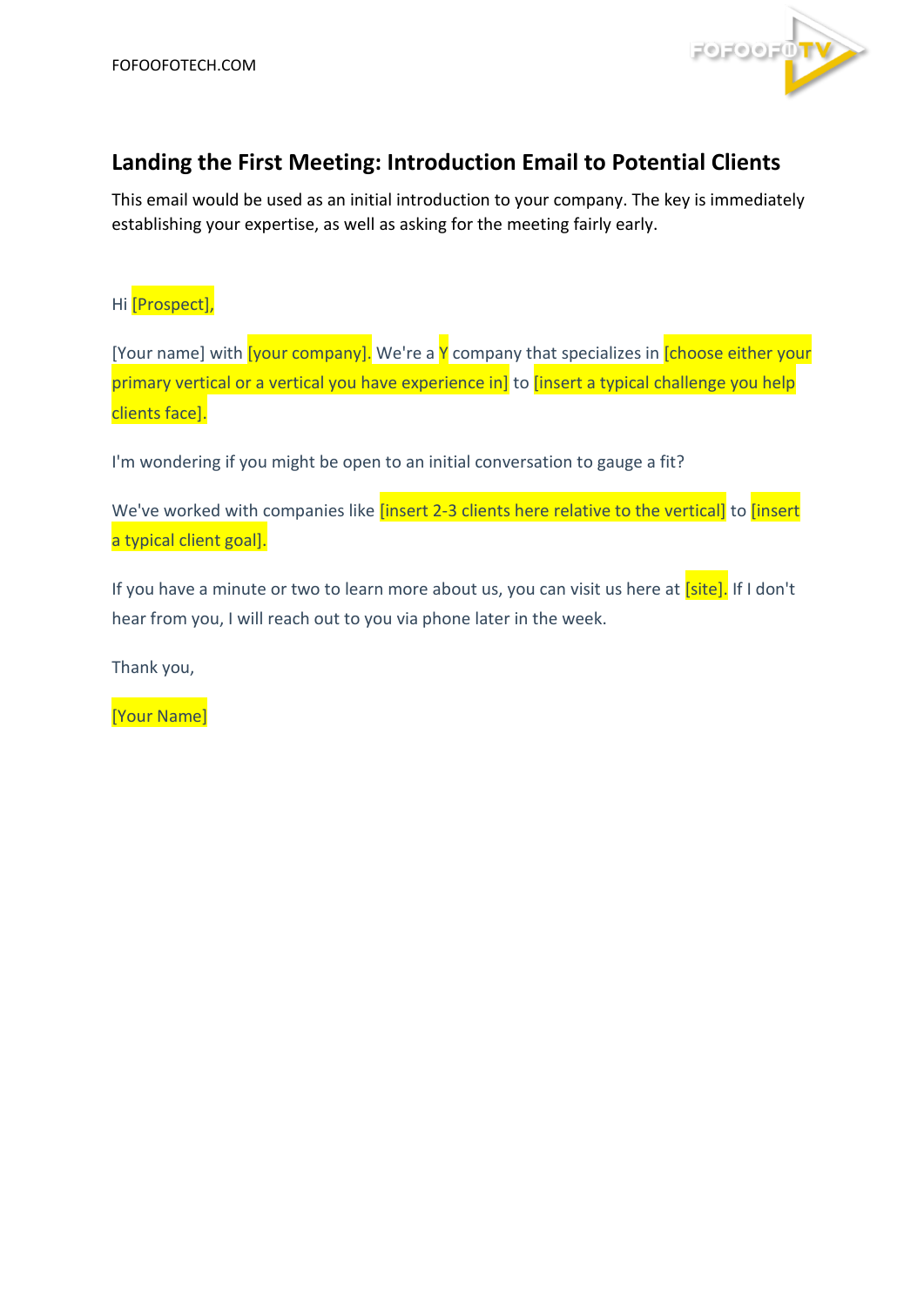## Landing the First Meeting: Introduction Email to Potential Clients

This email would be used as an initial introduction to your company. The key is immediately establishing your expertise, as well as asking for the meeting fairly early.

Hi [Prospect],

[Your name] with [your company]. We're a Y company that specializes in [choose either your primary vertical or a vertical you have experience in] to [insert a typical challenge you help clients face].

I'm wondering if you might be open to an initial conversation to gauge a fit?

We've worked with companies like [insert 2-3 clients here relative to the vertical] to [insert a typical client goal].

If you have a minute or two to learn more about us, you can visit us here at [site]. If I don't hear from you, I will reach out to you via phone later in the week.

Thank you,

[Your Name]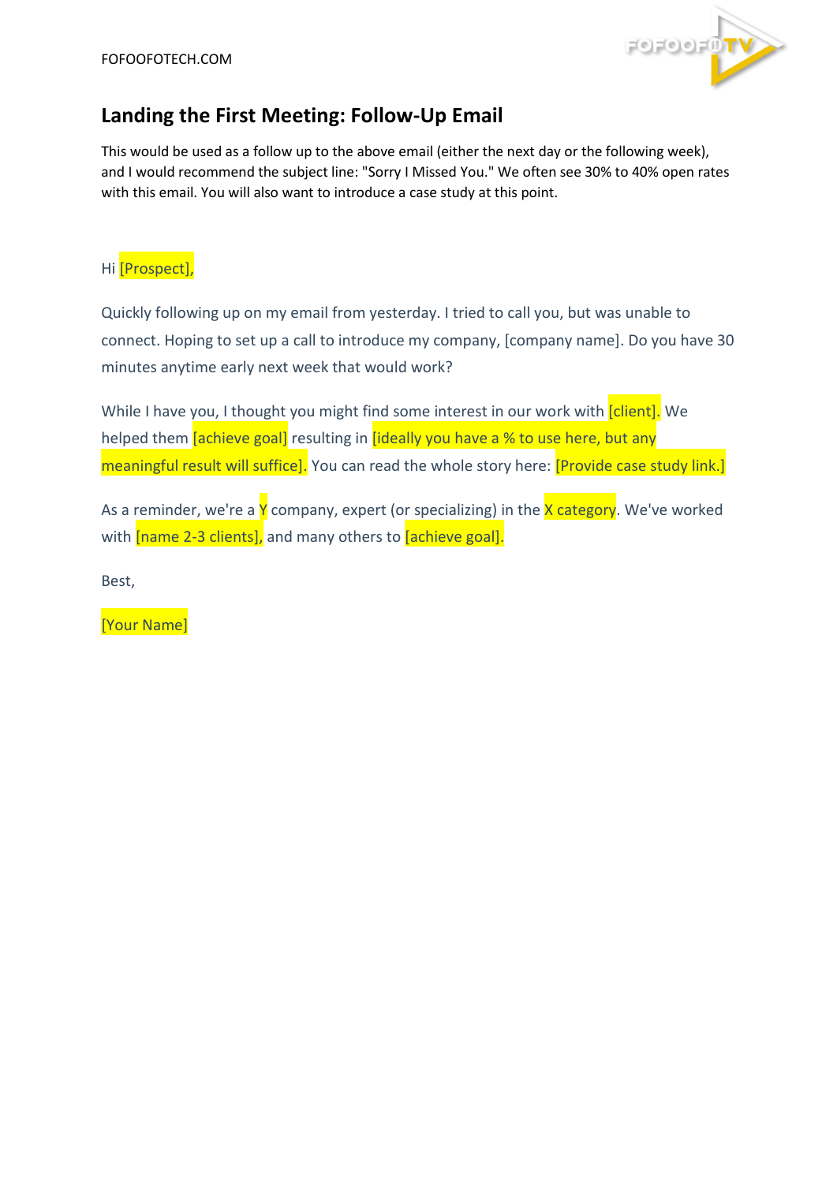## Landing the First Meeting: Follow-Up Email

This would be used as a follow up to the above email (either the next day or the following week), and I would recommend the subject line: "Sorry I Missed You." We often see 30% to 40% open rates with this email. You will also want to introduce a case study at this point.

Hi [Prospect],

Quickly following up on my email from yesterday. I tried to call you, but was unable to connect. Hoping to set up a call to introduce my company, [company name]. Do you have 30 minutes anytime early next week that would work?

While I have you, I thought you might find some interest in our work with [client]. We helped them [achieve goal] resulting in [ideally you have a % to use here, but any meaningful result will suffice]. You can read the whole story here: [Provide case study link.]

As a reminder, we're a Y company, expert (or specializing) in the X category. We've worked with [name 2-3 clients], and many others to [achieve goal].

Best,

[Your Name]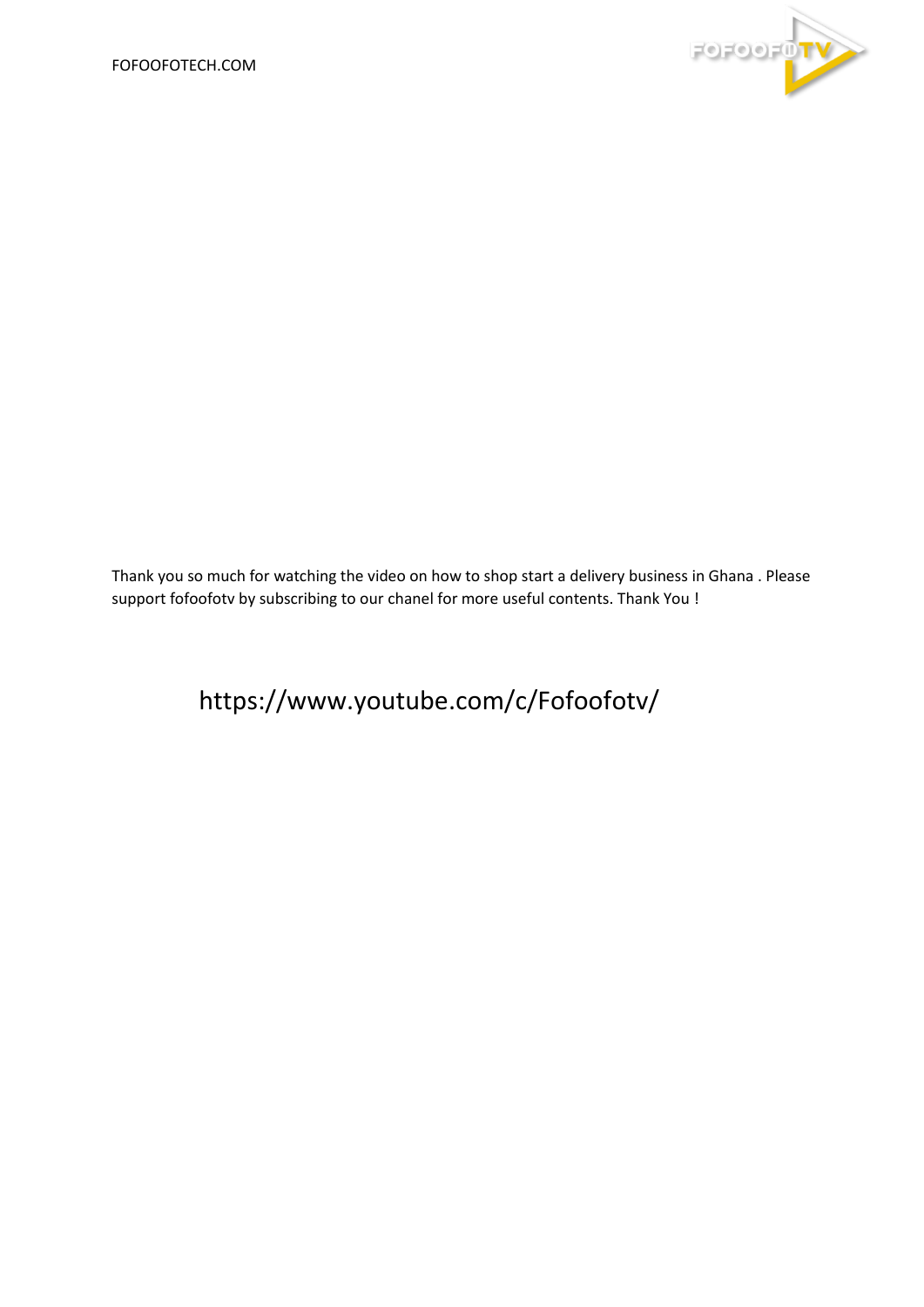Thank you so much for watching the video on how to shop start a delivery business in Ghana . Please support fofoofotv by subscribing to our chanel for more useful contents. Thank You !

https://www.youtube.com/c/Fofoofotv/